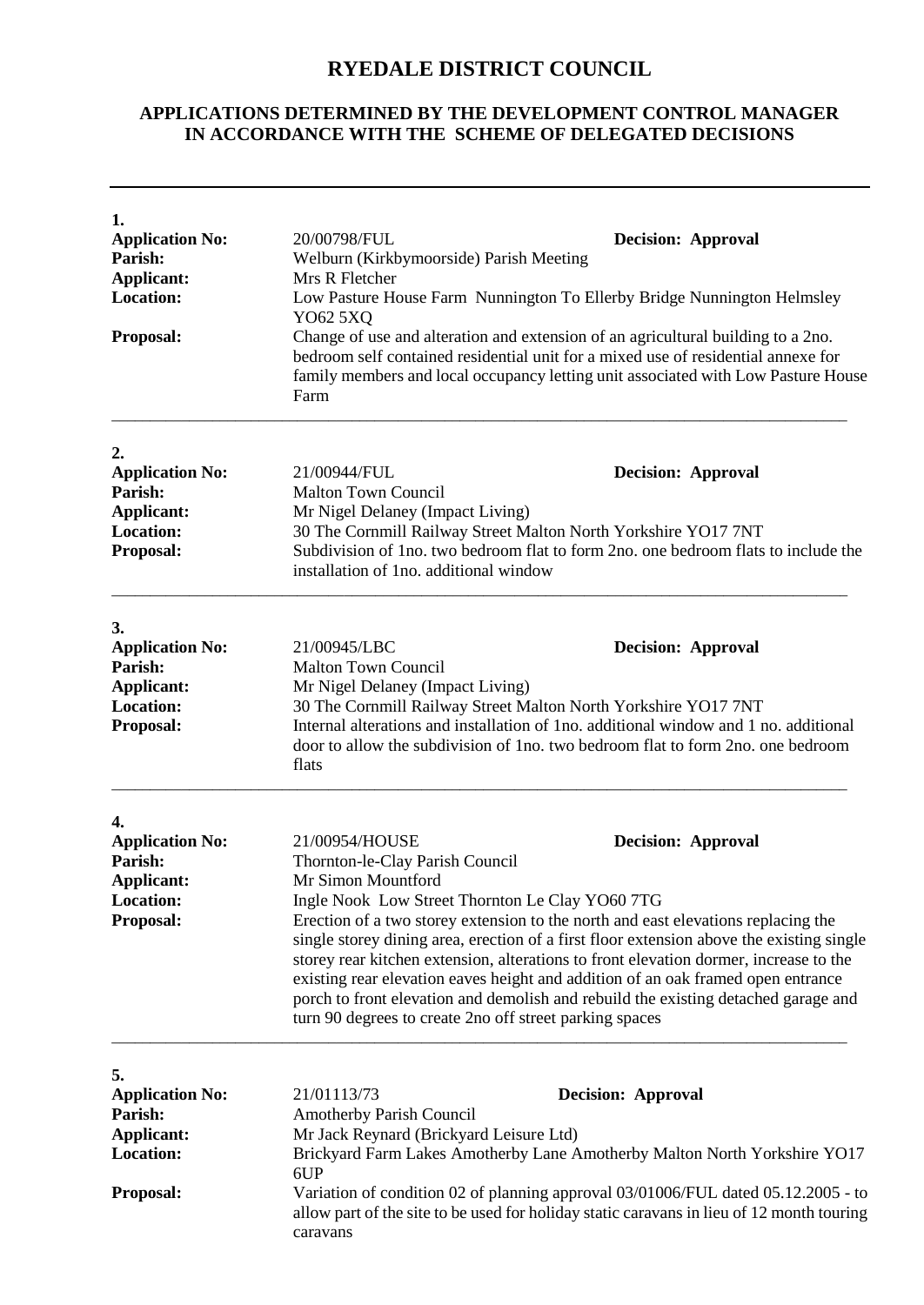# RYEDALE DISTRICT COUNCIL

## APPLICATIONS DETERMINED BY THE DEVELOPMENT CONTROL MANAGER IN ACCORDANCE WITH THE SCHEME OF DELEGATED DECISIONS

---

**1.**

**Application No:** 20/00798/FUL **Decision: Approval**
**Parish:** Welburn (Kirkbymoorside) Parish Meeting
**Applicant:** Mrs R Fletcher
**Location:** Low Pasture House Farm Nunnington To Ellerby Bridge Nunnington Helmsley YO62 5XQ
**Proposal:** Change of use and alteration and extension of an agricultural building to a 2no. bedroom self contained residential unit for a mixed use of residential annexe for family members and local occupancy letting unit associated with Low Pasture House Farm

---

**2.**

**Application No:** 21/00944/FUL **Decision: Approval**
**Parish:** Malton Town Council
**Applicant:** Mr Nigel Delaney (Impact Living)
**Location:** 30 The Cornmill Railway Street Malton North Yorkshire YO17 7NT
**Proposal:** Subdivision of 1no. two bedroom flat to form 2no. one bedroom flats to include the installation of 1no. additional window

---

**3.**

**Application No:** 21/00945/LBC **Decision: Approval**
**Parish:** Malton Town Council
**Applicant:** Mr Nigel Delaney (Impact Living)
**Location:** 30 The Cornmill Railway Street Malton North Yorkshire YO17 7NT
**Proposal:** Internal alterations and installation of 1no. additional window and 1 no. additional door to allow the subdivision of 1no. two bedroom flat to form 2no. one bedroom flats

---

**4.**

**Application No:** 21/00954/HOUSE **Decision: Approval**
**Parish:** Thornton-le-Clay Parish Council
**Applicant:** Mr Simon Mountford
**Location:** Ingle Nook Low Street Thornton Le Clay YO60 7TG
**Proposal:** Erection of a two storey extension to the north and east elevations replacing the single storey dining area, erection of a first floor extension above the existing single storey rear kitchen extension, alterations to front elevation dormer, increase to the existing rear elevation eaves height and addition of an oak framed open entrance porch to front elevation and demolish and rebuild the existing detached garage and turn 90 degrees to create 2no off street parking spaces

---

**5.**

**Application No:** 21/01113/73 **Decision: Approval**
**Parish:** Amotherby Parish Council
**Applicant:** Mr Jack Reynard (Brickyard Leisure Ltd)
**Location:** Brickyard Farm Lakes Amotherby Lane Amotherby Malton North Yorkshire YO17 6UP
**Proposal:** Variation of condition 02 of planning approval 03/01006/FUL dated 05.12.2005 - to allow part of the site to be used for holiday static caravans in lieu of 12 month touring caravans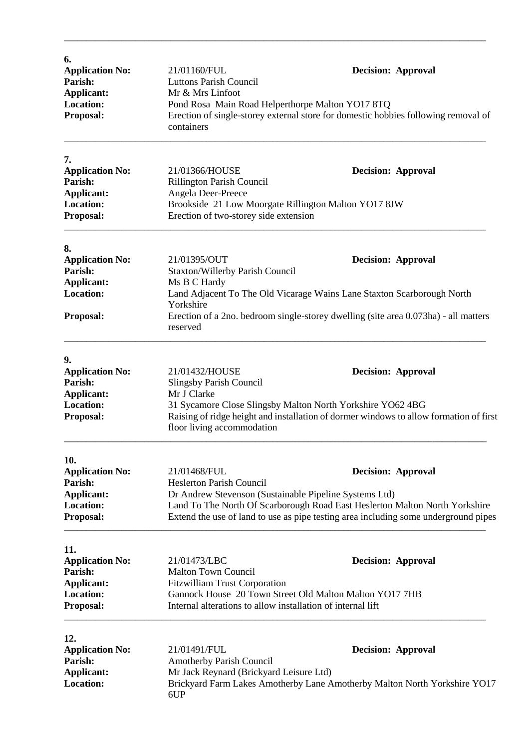---

**6.**

**Application No:** 21/01160/FUL **Decision: Approval**
**Parish:** Luttons Parish Council
**Applicant:** Mr & Mrs Linfoot
**Location:** Pond Rosa Main Road Helperthorpe Malton YO17 8TQ
**Proposal:** Erection of single-storey external store for domestic hobbies following removal of containers

---

**7.**

**Application No:** 21/01366/HOUSE **Decision: Approval**
**Parish:** Rillington Parish Council
**Applicant:** Angela Deer-Preece
**Location:** Brookside 21 Low Moorgate Rillington Malton YO17 8JW
**Proposal:** Erection of two-storey side extension

---

**8.**

**Application No:** 21/01395/OUT **Decision: Approval**
**Parish:** Staxton/Willerby Parish Council
**Applicant:** Ms B C Hardy
**Location:** Land Adjacent To The Old Vicarage Wains Lane Staxton Scarborough North Yorkshire
**Proposal:** Erection of a 2no. bedroom single-storey dwelling (site area 0.073ha) - all matters reserved

---

**9.**

**Application No:** 21/01432/HOUSE **Decision: Approval**
**Parish:** Slingsby Parish Council
**Applicant:** Mr J Clarke
**Location:** 31 Sycamore Close Slingsby Malton North Yorkshire YO62 4BG
**Proposal:** Raising of ridge height and installation of dormer windows to allow formation of first floor living accommodation

---

**10.**

**Application No:** 21/01468/FUL **Decision: Approval**
**Parish:** Heslerton Parish Council
**Applicant:** Dr Andrew Stevenson (Sustainable Pipeline Systems Ltd)
**Location:** Land To The North Of Scarborough Road East Heslerton Malton North Yorkshire
**Proposal:** Extend the use of land to use as pipe testing area including some underground pipes

---

**11.**

**Application No:** 21/01473/LBC **Decision: Approval**
**Parish:** Malton Town Council
**Applicant:** Fitzwilliam Trust Corporation
**Location:** Gannock House 20 Town Street Old Malton Malton YO17 7HB
**Proposal:** Internal alterations to allow installation of internal lift

---

**12.**

**Application No:** 21/01491/FUL **Decision: Approval**
**Parish:** Amotherby Parish Council
**Applicant:** Mr Jack Reynard (Brickyard Leisure Ltd)
**Location:** Brickyard Farm Lakes Amotherby Lane Amotherby Malton North Yorkshire YO17 6UP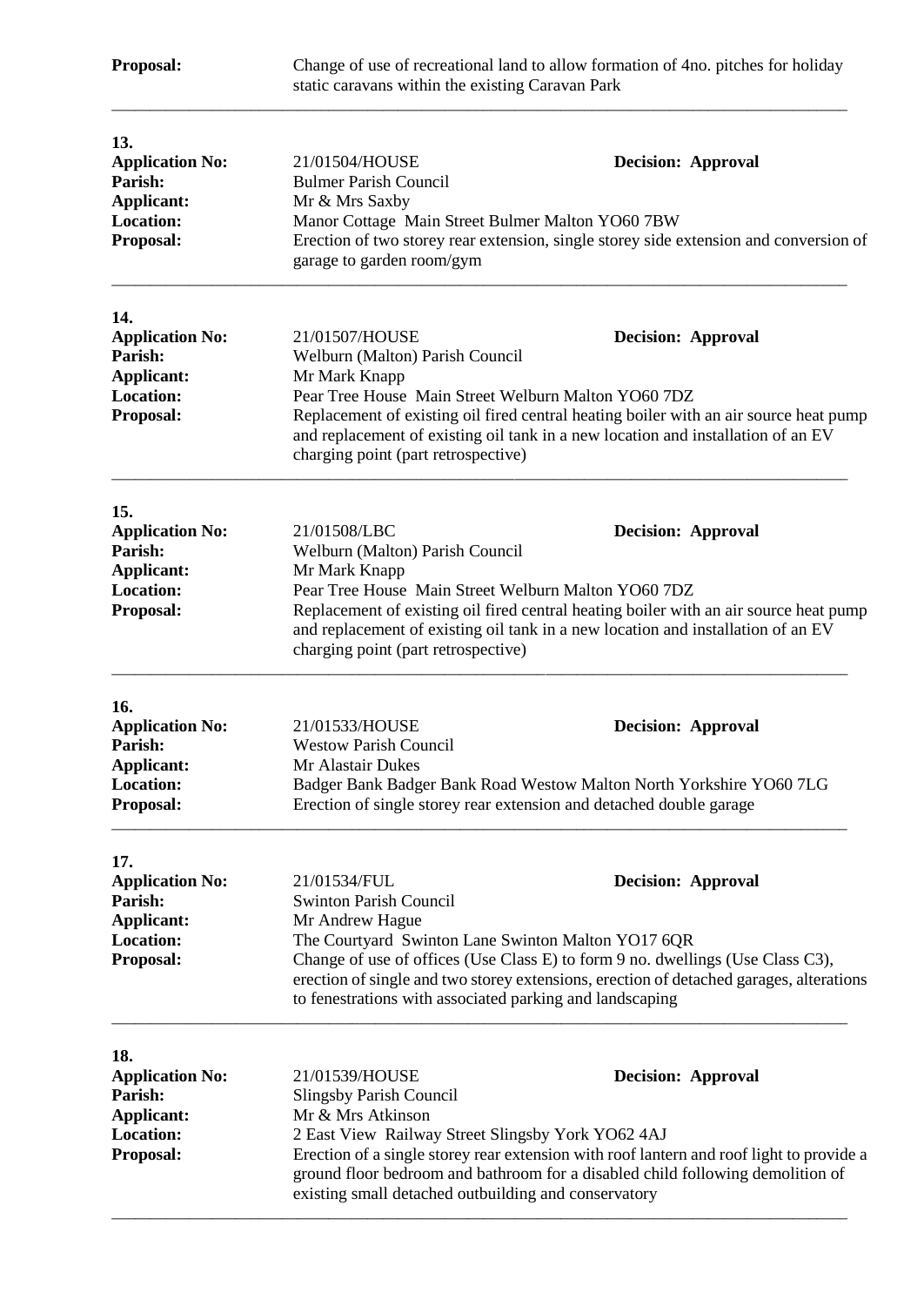**Proposal:** Change of use of recreational land to allow formation of 4no. pitches for holiday static caravans within the existing Caravan Park

---

**13.**

**Application No:** 21/01504/HOUSE **Decision: Approval**
**Parish:** Bulmer Parish Council
**Applicant:** Mr & Mrs Saxby
**Location:** Manor Cottage Main Street Bulmer Malton YO60 7BW
**Proposal:** Erection of two storey rear extension, single storey side extension and conversion of garage to garden room/gym

---

**14.**

**Application No:** 21/01507/HOUSE **Decision: Approval**
**Parish:** Welburn (Malton) Parish Council
**Applicant:** Mr Mark Knapp
**Location:** Pear Tree House Main Street Welburn Malton YO60 7DZ
**Proposal:** Replacement of existing oil fired central heating boiler with an air source heat pump and replacement of existing oil tank in a new location and installation of an EV charging point (part retrospective)

---

**15.**

**Application No:** 21/01508/LBC **Decision: Approval**
**Parish:** Welburn (Malton) Parish Council
**Applicant:** Mr Mark Knapp
**Location:** Pear Tree House Main Street Welburn Malton YO60 7DZ
**Proposal:** Replacement of existing oil fired central heating boiler with an air source heat pump and replacement of existing oil tank in a new location and installation of an EV charging point (part retrospective)

---

**16.**

**Application No:** 21/01533/HOUSE **Decision: Approval**
**Parish:** Westow Parish Council
**Applicant:** Mr Alastair Dukes
**Location:** Badger Bank Badger Bank Road Westow Malton North Yorkshire YO60 7LG
**Proposal:** Erection of single storey rear extension and detached double garage

---

**17.**

**Application No:** 21/01534/FUL **Decision: Approval**
**Parish:** Swinton Parish Council
**Applicant:** Mr Andrew Hague
**Location:** The Courtyard Swinton Lane Swinton Malton YO17 6QR
**Proposal:** Change of use of offices (Use Class E) to form 9 no. dwellings (Use Class C3), erection of single and two storey extensions, erection of detached garages, alterations to fenestrations with associated parking and landscaping

---

**18.**

**Application No:** 21/01539/HOUSE **Decision: Approval**
**Parish:** Slingsby Parish Council
**Applicant:** Mr & Mrs Atkinson
**Location:** 2 East View Railway Street Slingsby York YO62 4AJ
**Proposal:** Erection of a single storey rear extension with roof lantern and roof light to provide a ground floor bedroom and bathroom for a disabled child following demolition of existing small detached outbuilding and conservatory

---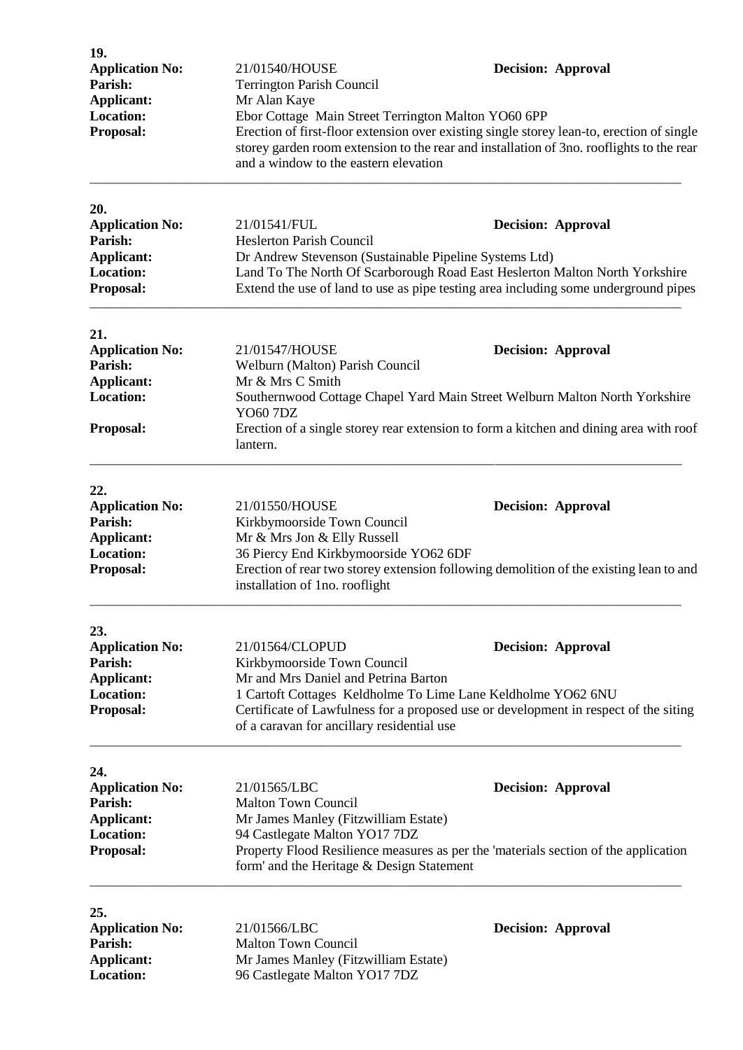**19.**

**Application No:** 21/01540/HOUSE **Decision: Approval**
**Parish:** Terrington Parish Council
**Applicant:** Mr Alan Kaye
**Location:** Ebor Cottage Main Street Terrington Malton YO60 6PP
**Proposal:** Erection of first-floor extension over existing single storey lean-to, erection of single storey garden room extension to the rear and installation of 3no. rooflights to the rear and a window to the eastern elevation

---

**20.**

**Application No:** 21/01541/FUL **Decision: Approval**
**Parish:** Heslerton Parish Council
**Applicant:** Dr Andrew Stevenson (Sustainable Pipeline Systems Ltd)
**Location:** Land To The North Of Scarborough Road East Heslerton Malton North Yorkshire
**Proposal:** Extend the use of land to use as pipe testing area including some underground pipes

---

**21.**

**Application No:** 21/01547/HOUSE **Decision: Approval**
**Parish:** Welburn (Malton) Parish Council
**Applicant:** Mr & Mrs C Smith
**Location:** Southernwood Cottage Chapel Yard Main Street Welburn Malton North Yorkshire YO60 7DZ
**Proposal:** Erection of a single storey rear extension to form a kitchen and dining area with roof lantern.

---

**22.**

**Application No:** 21/01550/HOUSE **Decision: Approval**
**Parish:** Kirkbymoorside Town Council
**Applicant:** Mr & Mrs Jon & Elly Russell
**Location:** 36 Piercy End Kirkbymoorside YO62 6DF
**Proposal:** Erection of rear two storey extension following demolition of the existing lean to and installation of 1no. rooflight

---

**23.**

**Application No:** 21/01564/CLOPUD **Decision: Approval**
**Parish:** Kirkbymoorside Town Council
**Applicant:** Mr and Mrs Daniel and Petrina Barton
**Location:** 1 Cartoft Cottages Keldholme To Lime Lane Keldholme YO62 6NU
**Proposal:** Certificate of Lawfulness for a proposed use or development in respect of the siting of a caravan for ancillary residential use

---

**24.**

**Application No:** 21/01565/LBC **Decision: Approval**
**Parish:** Malton Town Council
**Applicant:** Mr James Manley (Fitzwilliam Estate)
**Location:** 94 Castlegate Malton YO17 7DZ
**Proposal:** Property Flood Resilience measures as per the 'materials section of the application form' and the Heritage & Design Statement

---

**25.**

**Application No:** 21/01566/LBC **Decision: Approval**
**Parish:** Malton Town Council
**Applicant:** Mr James Manley (Fitzwilliam Estate)
**Location:** 96 Castlegate Malton YO17 7DZ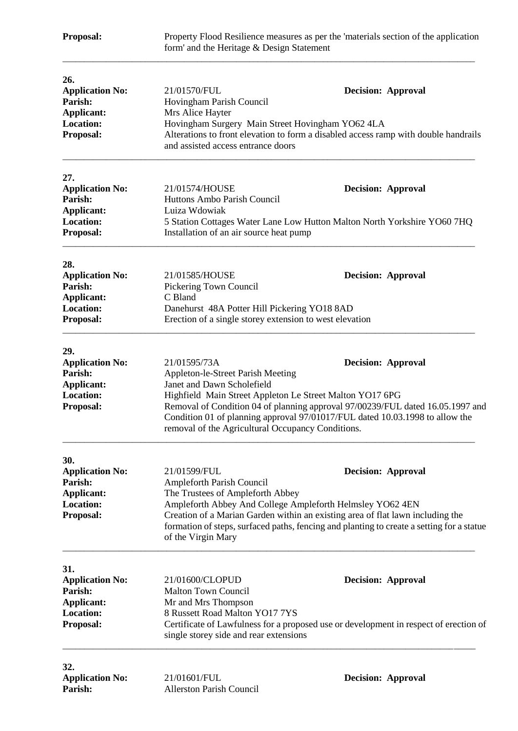**Proposal:** Property Flood Resilience measures as per the 'materials section of the application form' and the Heritage & Design Statement

---

**26.**

**Application No:** 21/01570/FUL **Decision: Approval**
**Parish:** Hovingham Parish Council
**Applicant:** Mrs Alice Hayter
**Location:** Hovingham Surgery Main Street Hovingham YO62 4LA
**Proposal:** Alterations to front elevation to form a disabled access ramp with double handrails and assisted access entrance doors

---

**27.**

**Application No:** 21/01574/HOUSE **Decision: Approval**
**Parish:** Huttons Ambo Parish Council
**Applicant:** Luiza Wdowiak
**Location:** 5 Station Cottages Water Lane Low Hutton Malton North Yorkshire YO60 7HQ
**Proposal:** Installation of an air source heat pump

---

**28.**

**Application No:** 21/01585/HOUSE **Decision: Approval**
**Parish:** Pickering Town Council
**Applicant:** C Bland
**Location:** Danehurst 48A Potter Hill Pickering YO18 8AD
**Proposal:** Erection of a single storey extension to west elevation

---

**29.**

**Application No:** 21/01595/73A **Decision: Approval**
**Parish:** Appleton-le-Street Parish Meeting
**Applicant:** Janet and Dawn Scholefield
**Location:** Highfield Main Street Appleton Le Street Malton YO17 6PG
**Proposal:** Removal of Condition 04 of planning approval 97/00239/FUL dated 16.05.1997 and Condition 01 of planning approval 97/01017/FUL dated 10.03.1998 to allow the removal of the Agricultural Occupancy Conditions.

---

**30.**

**Application No:** 21/01599/FUL **Decision: Approval**
**Parish:** Ampleforth Parish Council
**Applicant:** The Trustees of Ampleforth Abbey
**Location:** Ampleforth Abbey And College Ampleforth Helmsley YO62 4EN
**Proposal:** Creation of a Marian Garden within an existing area of flat lawn including the formation of steps, surfaced paths, fencing and planting to create a setting for a statue of the Virgin Mary

---

**31.**

**Application No:** 21/01600/CLOPUD **Decision: Approval**
**Parish:** Malton Town Council
**Applicant:** Mr and Mrs Thompson
**Location:** 8 Russett Road Malton YO17 7YS
**Proposal:** Certificate of Lawfulness for a proposed use or development in respect of erection of single storey side and rear extensions

---

**32.**

**Application No:** 21/01601/FUL **Decision: Approval**
**Parish:** Allerston Parish Council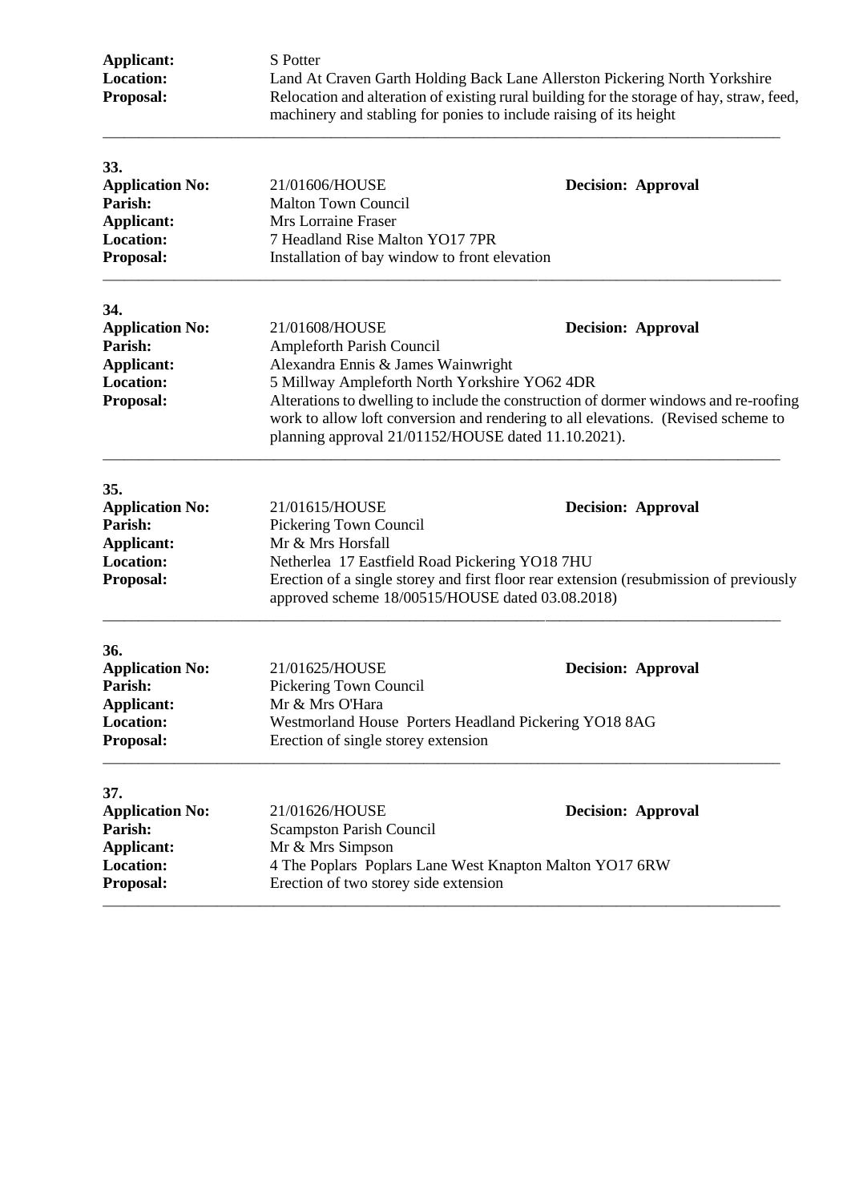**Applicant:** S Potter
**Location:** Land At Craven Garth Holding Back Lane Allerston Pickering North Yorkshire
**Proposal:** Relocation and alteration of existing rural building for the storage of hay, straw, feed, machinery and stabling for ponies to include raising of its height

---

**33.**
**Application No:** 21/01606/HOUSE **Decision: Approval**
**Parish:** Malton Town Council
**Applicant:** Mrs Lorraine Fraser
**Location:** 7 Headland Rise Malton YO17 7PR
**Proposal:** Installation of bay window to front elevation

---

**34.**
**Application No:** 21/01608/HOUSE **Decision: Approval**
**Parish:** Ampleforth Parish Council
**Applicant:** Alexandra Ennis & James Wainwright
**Location:** 5 Millway Ampleforth North Yorkshire YO62 4DR
**Proposal:** Alterations to dwelling to include the construction of dormer windows and re-roofing work to allow loft conversion and rendering to all elevations. (Revised scheme to planning approval 21/01152/HOUSE dated 11.10.2021).

---

**35.**
**Application No:** 21/01615/HOUSE **Decision: Approval**
**Parish:** Pickering Town Council
**Applicant:** Mr & Mrs Horsfall
**Location:** Netherlea 17 Eastfield Road Pickering YO18 7HU
**Proposal:** Erection of a single storey and first floor rear extension (resubmission of previously approved scheme 18/00515/HOUSE dated 03.08.2018)

---

**36.**
**Application No:** 21/01625/HOUSE **Decision: Approval**
**Parish:** Pickering Town Council
**Applicant:** Mr & Mrs O'Hara
**Location:** Westmorland House Porters Headland Pickering YO18 8AG
**Proposal:** Erection of single storey extension

---

**37.**
**Application No:** 21/01626/HOUSE **Decision: Approval**
**Parish:** Scampston Parish Council
**Applicant:** Mr & Mrs Simpson
**Location:** 4 The Poplars Poplars Lane West Knapton Malton YO17 6RW
**Proposal:** Erection of two storey side extension

---